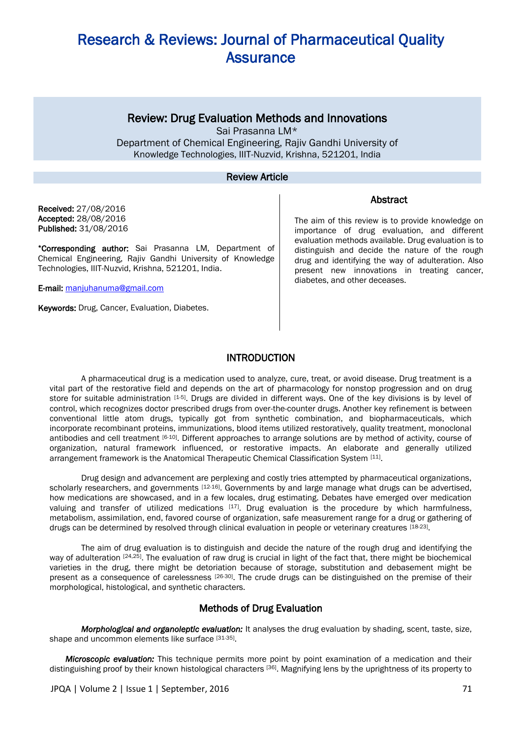# Research & Reviews: Journal of Pharmaceutical Quality Assurance

## Review: Drug Evaluation Methods and Innovations

Sai Prasanna LM*

Department of Chemical Engineering, Rajiv Gandhi University of Knowledge Technologies, IIIT-Nuzvid, Krishna, 521201, India

**Review Article**

**Received:** 27/08/2016
**Accepted:** 28/08/2016
**Published:** 31/08/2016

***Corresponding author:** Sai Prasanna LM, Department of Chemical Engineering, Rajiv Gandhi University of Knowledge Technologies, IIIT-Nuzvid, Krishna, 521201, India.

**E-mail:** manjuhanuma@gmail.com

**Keywords:** Drug, Cancer, Evaluation, Diabetes.

### Abstract

The aim of this review is to provide knowledge on importance of drug evaluation, and different evaluation methods available. Drug evaluation is to distinguish and decide the nature of the rough drug and identifying the way of adulteration. Also present new innovations in treating cancer, diabetes, and other deceases.

## INTRODUCTION

A pharmaceutical drug is a medication used to analyze, cure, treat, or avoid disease. Drug treatment is a vital part of the restorative field and depends on the art of pharmacology for nonstop progression and on drug store for suitable administration [1-5]. Drugs are divided in different ways. One of the key divisions is by level of control, which recognizes doctor prescribed drugs from over-the-counter drugs. Another key refinement is between conventional little atom drugs, typically got from synthetic combination, and biopharmaceuticals, which incorporate recombinant proteins, immunizations, blood items utilized restoratively, quality treatment, monoclonal antibodies and cell treatment [6-10]. Different approaches to arrange solutions are by method of activity, course of organization, natural framework influenced, or restorative impacts. An elaborate and generally utilized arrangement framework is the Anatomical Therapeutic Chemical Classification System [11].

Drug design and advancement are perplexing and costly tries attempted by pharmaceutical organizations, scholarly researchers, and governments [12-16]. Governments by and large manage what drugs can be advertised, how medications are showcased, and in a few locales, drug estimating. Debates have emerged over medication valuing and transfer of utilized medications [17]. Drug evaluation is the procedure by which harmfulness, metabolism, assimilation, end, favored course of organization, safe measurement range for a drug or gathering of drugs can be determined by resolved through clinical evaluation in people or veterinary creatures [18-23].

The aim of drug evaluation is to distinguish and decide the nature of the rough drug and identifying the way of adulteration [24,25]. The evaluation of raw drug is crucial in light of the fact that, there might be biochemical varieties in the drug, there might be detoriation because of storage, substitution and debasement might be present as a consequence of carelessness [26-30]. The crude drugs can be distinguished on the premise of their morphological, histological, and synthetic characters.

### Methods of Drug Evaluation

***Morphological and organoleptic evaluation:*** It analyses the drug evaluation by shading, scent, taste, size, shape and uncommon elements like surface [31-35].

***Microscopic evaluation:*** This technique permits more point by point examination of a medication and their distinguishing proof by their known histological characters [36]. Magnifying lens by the uprightness of its property to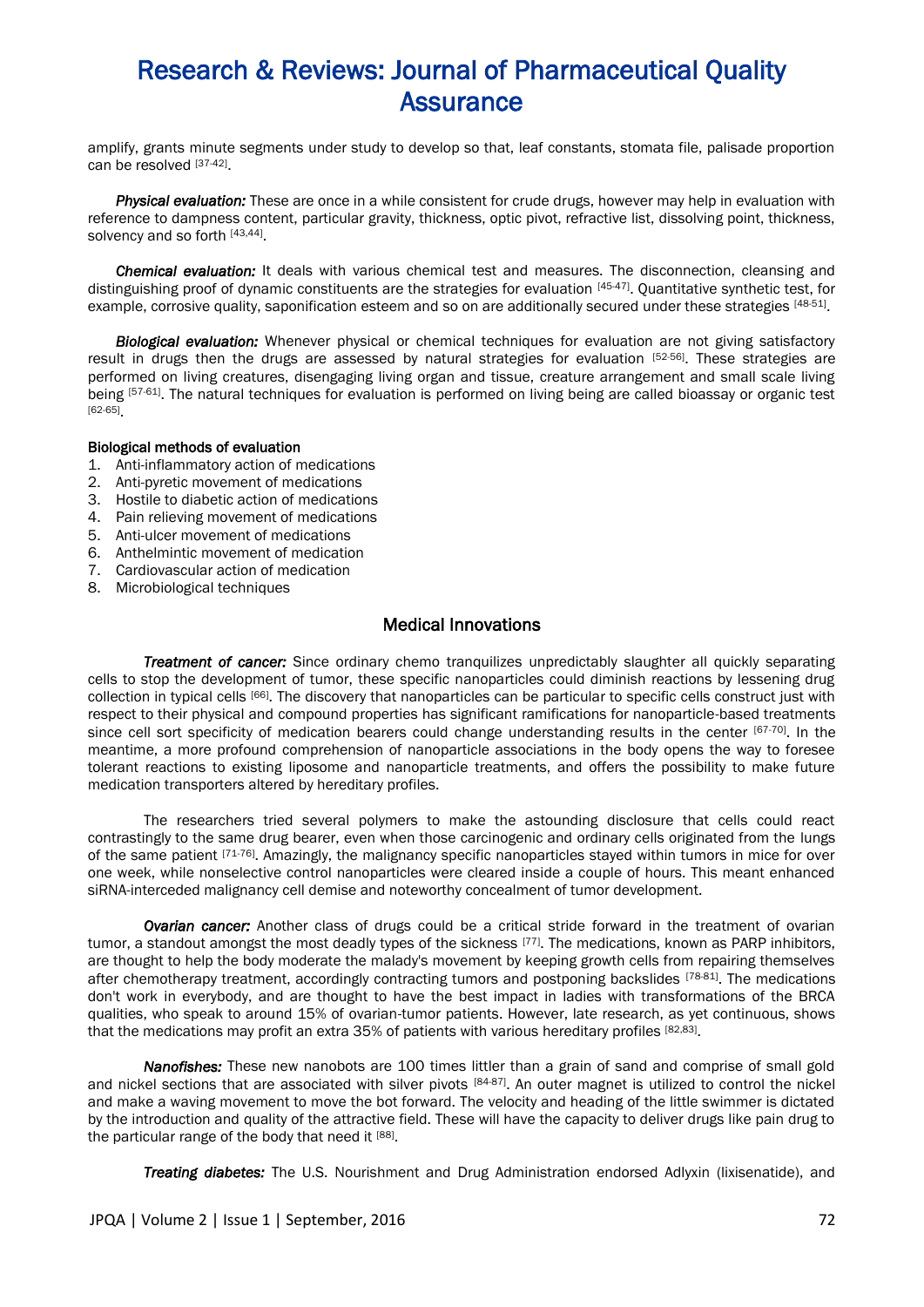amplify, grants minute segments under study to develop so that, leaf constants, stomata file, palisade proportion can be resolved [37-42].

***Physical evaluation:*** These are once in a while consistent for crude drugs, however may help in evaluation with reference to dampness content, particular gravity, thickness, optic pivot, refractive list, dissolving point, thickness, solvency and so forth [43,44].

***Chemical evaluation:*** It deals with various chemical test and measures. The disconnection, cleansing and distinguishing proof of dynamic constituents are the strategies for evaluation [45-47]. Quantitative synthetic test, for example, corrosive quality, saponification esteem and so on are additionally secured under these strategies [48-51].

***Biological evaluation:*** Whenever physical or chemical techniques for evaluation are not giving satisfactory result in drugs then the drugs are assessed by natural strategies for evaluation [52-56]. These strategies are performed on living creatures, disengaging living organ and tissue, creature arrangement and small scale living being [57-61]. The natural techniques for evaluation is performed on living being are called bioassay or organic test [62-65].

**Biological methods of evaluation**

1. Anti-inflammatory action of medications
2. Anti-pyretic movement of medications
3. Hostile to diabetic action of medications
4. Pain relieving movement of medications
5. Anti-ulcer movement of medications
6. Anthelmintic movement of medication
7. Cardiovascular action of medication
8. Microbiological techniques

## Medical Innovations

***Treatment of cancer:*** Since ordinary chemo tranquilizes unpredictably slaughter all quickly separating cells to stop the development of tumor, these specific nanoparticles could diminish reactions by lessening drug collection in typical cells [66]. The discovery that nanoparticles can be particular to specific cells construct just with respect to their physical and compound properties has significant ramifications for nanoparticle-based treatments since cell sort specificity of medication bearers could change understanding results in the center [67-70]. In the meantime, a more profound comprehension of nanoparticle associations in the body opens the way to foresee tolerant reactions to existing liposome and nanoparticle treatments, and offers the possibility to make future medication transporters altered by hereditary profiles.

The researchers tried several polymers to make the astounding disclosure that cells could react contrastingly to the same drug bearer, even when those carcinogenic and ordinary cells originated from the lungs of the same patient [71-76]. Amazingly, the malignancy specific nanoparticles stayed within tumors in mice for over one week, while nonselective control nanoparticles were cleared inside a couple of hours. This meant enhanced siRNA-interceded malignancy cell demise and noteworthy concealment of tumor development.

***Ovarian cancer:*** Another class of drugs could be a critical stride forward in the treatment of ovarian tumor, a standout amongst the most deadly types of the sickness [77]. The medications, known as PARP inhibitors, are thought to help the body moderate the malady's movement by keeping growth cells from repairing themselves after chemotherapy treatment, accordingly contracting tumors and postponing backslides [78-81]. The medications don't work in everybody, and are thought to have the best impact in ladies with transformations of the BRCA qualities, who speak to around 15% of ovarian-tumor patients. However, late research, as yet continuous, shows that the medications may profit an extra 35% of patients with various hereditary profiles [82,83].

***Nanofishes:*** These new nanobots are 100 times littler than a grain of sand and comprise of small gold and nickel sections that are associated with silver pivots [84-87]. An outer magnet is utilized to control the nickel and make a waving movement to move the bot forward. The velocity and heading of the little swimmer is dictated by the introduction and quality of the attractive field. These will have the capacity to deliver drugs like pain drug to the particular range of the body that need it [88].

***Treating diabetes:*** The U.S. Nourishment and Drug Administration endorsed Adlyxin (lixisenatide), and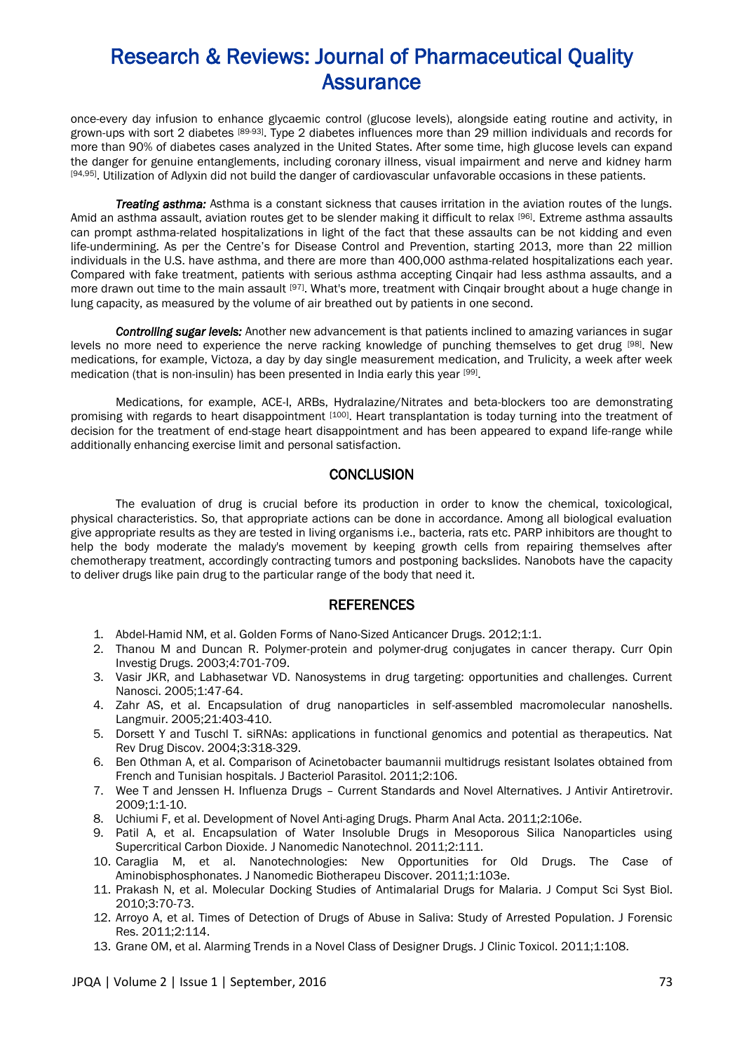once-every day infusion to enhance glycaemic control (glucose levels), alongside eating routine and activity, in grown-ups with sort 2 diabetes [89-93]. Type 2 diabetes influences more than 29 million individuals and records for more than 90% of diabetes cases analyzed in the United States. After some time, high glucose levels can expand the danger for genuine entanglements, including coronary illness, visual impairment and nerve and kidney harm [94,95]. Utilization of Adlyxin did not build the danger of cardiovascular unfavorable occasions in these patients.

***Treating asthma:*** Asthma is a constant sickness that causes irritation in the aviation routes of the lungs. Amid an asthma assault, aviation routes get to be slender making it difficult to relax [96]. Extreme asthma assaults can prompt asthma-related hospitalizations in light of the fact that these assaults can be not kidding and even life-undermining. As per the Centre's for Disease Control and Prevention, starting 2013, more than 22 million individuals in the U.S. have asthma, and there are more than 400,000 asthma-related hospitalizations each year. Compared with fake treatment, patients with serious asthma accepting Cinqair had less asthma assaults, and a more drawn out time to the main assault [97]. What's more, treatment with Cinqair brought about a huge change in lung capacity, as measured by the volume of air breathed out by patients in one second.

***Controlling sugar levels:*** Another new advancement is that patients inclined to amazing variances in sugar levels no more need to experience the nerve racking knowledge of punching themselves to get drug [98]. New medications, for example, Victoza, a day by day single measurement medication, and Trulicity, a week after week medication (that is non-insulin) has been presented in India early this year [99].

Medications, for example, ACE-I, ARBs, Hydralazine/Nitrates and beta-blockers too are demonstrating promising with regards to heart disappointment [100]. Heart transplantation is today turning into the treatment of decision for the treatment of end-stage heart disappointment and has been appeared to expand life-range while additionally enhancing exercise limit and personal satisfaction.

## CONCLUSION

The evaluation of drug is crucial before its production in order to know the chemical, toxicological, physical characteristics. So, that appropriate actions can be done in accordance. Among all biological evaluation give appropriate results as they are tested in living organisms i.e., bacteria, rats etc. PARP inhibitors are thought to help the body moderate the malady's movement by keeping growth cells from repairing themselves after chemotherapy treatment, accordingly contracting tumors and postponing backslides. Nanobots have the capacity to deliver drugs like pain drug to the particular range of the body that need it.

## REFERENCES

1. Abdel-Hamid NM, et al. Golden Forms of Nano-Sized Anticancer Drugs. 2012;1:1.
2. Thanou M and Duncan R. Polymer-protein and polymer-drug conjugates in cancer therapy. Curr Opin Investig Drugs. 2003;4:701-709.
3. Vasir JKR, and Labhasetwar VD. Nanosystems in drug targeting: opportunities and challenges. Current Nanosci. 2005;1:47-64.
4. Zahr AS, et al. Encapsulation of drug nanoparticles in self-assembled macromolecular nanoshells. Langmuir. 2005;21:403-410.
5. Dorsett Y and Tuschl T. siRNAs: applications in functional genomics and potential as therapeutics. Nat Rev Drug Discov. 2004;3:318-329.
6. Ben Othman A, et al. Comparison of Acinetobacter baumannii multidrugs resistant Isolates obtained from French and Tunisian hospitals. J Bacteriol Parasitol. 2011;2:106.
7. Wee T and Jenssen H. Influenza Drugs – Current Standards and Novel Alternatives. J Antivir Antiretrovir. 2009;1:1-10.
8. Uchiumi F, et al. Development of Novel Anti-aging Drugs. Pharm Anal Acta. 2011;2:106e.
9. Patil A, et al. Encapsulation of Water Insoluble Drugs in Mesoporous Silica Nanoparticles using Supercritical Carbon Dioxide. J Nanomedic Nanotechnol. 2011;2:111.
10. Caraglia M, et al. Nanotechnologies: New Opportunities for Old Drugs. The Case of Aminobisphosphonates. J Nanomedic Biotherapeu Discover. 2011;1:103e.
11. Prakash N, et al. Molecular Docking Studies of Antimalarial Drugs for Malaria. J Comput Sci Syst Biol. 2010;3:70-73.
12. Arroyo A, et al. Times of Detection of Drugs of Abuse in Saliva: Study of Arrested Population. J Forensic Res. 2011;2:114.
13. Grane OM, et al. Alarming Trends in a Novel Class of Designer Drugs. J Clinic Toxicol. 2011;1:108.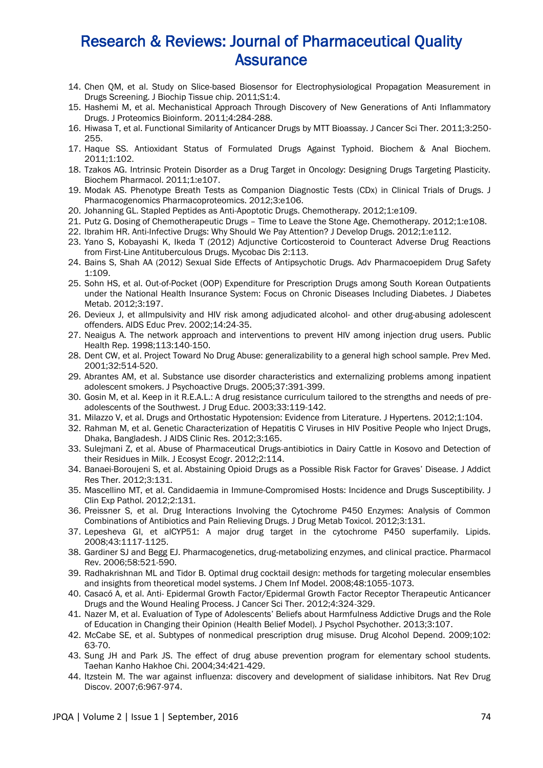14. Chen QM, et al. Study on Slice-based Biosensor for Electrophysiological Propagation Measurement in Drugs Screening. J Biochip Tissue chip. 2011;S1:4.
15. Hashemi M, et al. Mechanistical Approach Through Discovery of New Generations of Anti Inflammatory Drugs. J Proteomics Bioinform. 2011;4:284-288.
16. Hiwasa T, et al. Functional Similarity of Anticancer Drugs by MTT Bioassay. J Cancer Sci Ther. 2011;3:250-255.
17. Haque SS. Antioxidant Status of Formulated Drugs Against Typhoid. Biochem & Anal Biochem. 2011;1:102.
18. Tzakos AG. Intrinsic Protein Disorder as a Drug Target in Oncology: Designing Drugs Targeting Plasticity. Biochem Pharmacol. 2011;1:e107.
19. Modak AS. Phenotype Breath Tests as Companion Diagnostic Tests (CDx) in Clinical Trials of Drugs. J Pharmacogenomics Pharmacoproteomics. 2012;3:e106.
20. Johanning GL. Stapled Peptides as Anti-Apoptotic Drugs. Chemotherapy. 2012;1:e109.
21. Putz G. Dosing of Chemotherapeutic Drugs – Time to Leave the Stone Age. Chemotherapy. 2012;1:e108.
22. Ibrahim HR. Anti-Infective Drugs: Why Should We Pay Attention? J Develop Drugs. 2012;1:e112.
23. Yano S, Kobayashi K, Ikeda T (2012) Adjunctive Corticosteroid to Counteract Adverse Drug Reactions from First-Line Antituberculous Drugs. Mycobac Dis 2:113.
24. Bains S, Shah AA (2012) Sexual Side Effects of Antipsychotic Drugs. Adv Pharmacoepidem Drug Safety 1:109.
25. Sohn HS, et al. Out-of-Pocket (OOP) Expenditure for Prescription Drugs among South Korean Outpatients under the National Health Insurance System: Focus on Chronic Diseases Including Diabetes. J Diabetes Metab. 2012;3:197.
26. Devieux J, et alImpulsivity and HIV risk among adjudicated alcohol- and other drug-abusing adolescent offenders. AIDS Educ Prev. 2002;14:24-35.
27. Neaigus A. The network approach and interventions to prevent HIV among injection drug users. Public Health Rep. 1998;113:140-150.
28. Dent CW, et al. Project Toward No Drug Abuse: generalizability to a general high school sample. Prev Med. 2001;32:514-520.
29. Abrantes AM, et al. Substance use disorder characteristics and externalizing problems among inpatient adolescent smokers. J Psychoactive Drugs. 2005;37:391-399.
30. Gosin M, et al. Keep in it R.E.A.L.: A drug resistance curriculum tailored to the strengths and needs of pre-adolescents of the Southwest. J Drug Educ. 2003;33:119-142.
31. Milazzo V, et al. Drugs and Orthostatic Hypotension: Evidence from Literature. J Hypertens. 2012;1:104.
32. Rahman M, et al. Genetic Characterization of Hepatitis C Viruses in HIV Positive People who Inject Drugs, Dhaka, Bangladesh. J AIDS Clinic Res. 2012;3:165.
33. Sulejmani Z, et al. Abuse of Pharmaceutical Drugs-antibiotics in Dairy Cattle in Kosovo and Detection of their Residues in Milk. J Ecosyst Ecogr. 2012;2:114.
34. Banaei-Boroujeni S, et al. Abstaining Opioid Drugs as a Possible Risk Factor for Graves' Disease. J Addict Res Ther. 2012;3:131.
35. Mascellino MT, et al. Candidaemia in Immune-Compromised Hosts: Incidence and Drugs Susceptibility. J Clin Exp Pathol. 2012;2:131.
36. Preissner S, et al. Drug Interactions Involving the Cytochrome P450 Enzymes: Analysis of Common Combinations of Antibiotics and Pain Relieving Drugs. J Drug Metab Toxicol. 2012;3:131.
37. Lepesheva GI, et alCYP51: A major drug target in the cytochrome P450 superfamily. Lipids. 2008;43:1117-1125.
38. Gardiner SJ and Begg EJ. Pharmacogenetics, drug-metabolizing enzymes, and clinical practice. Pharmacol Rev. 2006;58:521-590.
39. Radhakrishnan ML and Tidor B. Optimal drug cocktail design: methods for targeting molecular ensembles and insights from theoretical model systems. J Chem Inf Model. 2008;48:1055-1073.
40. Casacó A, et al. Anti- Epidermal Growth Factor/Epidermal Growth Factor Receptor Therapeutic Anticancer Drugs and the Wound Healing Process. J Cancer Sci Ther. 2012;4:324-329.
41. Nazer M, et al. Evaluation of Type of Adolescents' Beliefs about Harmfulness Addictive Drugs and the Role of Education in Changing their Opinion (Health Belief Model). J Psychol Psychother. 2013;3:107.
42. McCabe SE, et al. Subtypes of nonmedical prescription drug misuse. Drug Alcohol Depend. 2009;102: 63-70.
43. Sung JH and Park JS. The effect of drug abuse prevention program for elementary school students. Taehan Kanho Hakhoe Chi. 2004;34:421-429.
44. Itzstein M. The war against influenza: discovery and development of sialidase inhibitors. Nat Rev Drug Discov. 2007;6:967-974.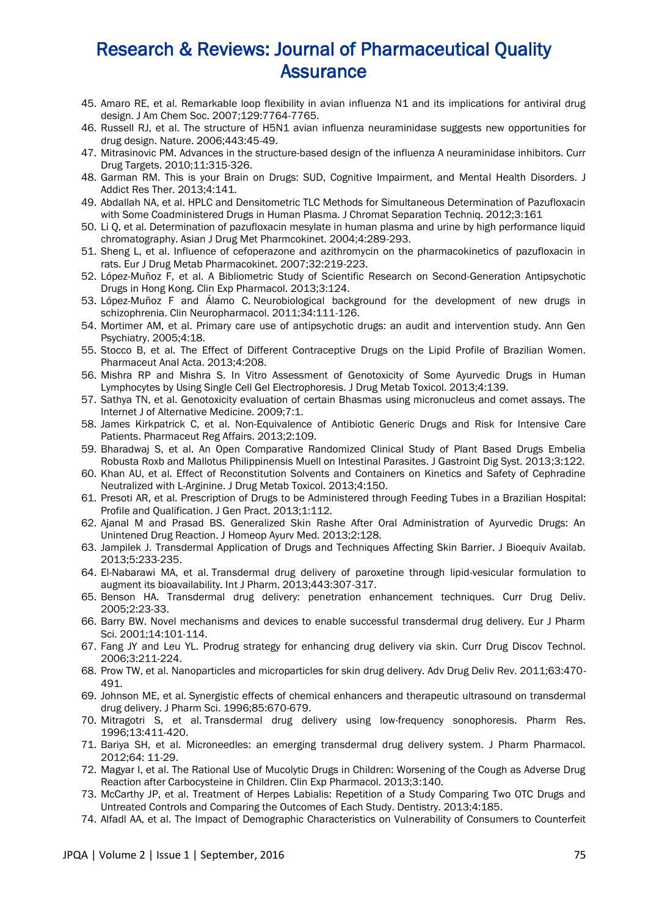45. Amaro RE, et al. Remarkable loop flexibility in avian influenza N1 and its implications for antiviral drug design. J Am Chem Soc. 2007;129:7764-7765.
46. Russell RJ, et al. The structure of H5N1 avian influenza neuraminidase suggests new opportunities for drug design. Nature. 2006;443:45-49.
47. Mitrasinovic PM. Advances in the structure-based design of the influenza A neuraminidase inhibitors. Curr Drug Targets. 2010;11:315-326.
48. Garman RM. This is your Brain on Drugs: SUD, Cognitive Impairment, and Mental Health Disorders. J Addict Res Ther. 2013;4:141.
49. Abdallah NA, et al. HPLC and Densitometric TLC Methods for Simultaneous Determination of Pazufloxacin with Some Coadministered Drugs in Human Plasma. J Chromat Separation Techniq. 2012;3:161
50. Li Q, et al. Determination of pazufloxacin mesylate in human plasma and urine by high performance liquid chromatography. Asian J Drug Met Pharmcokinet. 2004;4:289-293.
51. Sheng L, et al. Influence of cefoperazone and azithromycin on the pharmacokinetics of pazufloxacin in rats. Eur J Drug Metab Pharmacokinet. 2007;32:219-223.
52. López-Muñoz F, et al. A Bibliometric Study of Scientific Research on Second-Generation Antipsychotic Drugs in Hong Kong. Clin Exp Pharmacol. 2013;3:124.
53. López-Muñoz F and Álamo C. Neurobiological background for the development of new drugs in schizophrenia. Clin Neuropharmacol. 2011;34:111-126.
54. Mortimer AM, et al. Primary care use of antipsychotic drugs: an audit and intervention study. Ann Gen Psychiatry. 2005;4:18.
55. Stocco B, et al. The Effect of Different Contraceptive Drugs on the Lipid Profile of Brazilian Women. Pharmaceut Anal Acta. 2013;4:208.
56. Mishra RP and Mishra S. In Vitro Assessment of Genotoxicity of Some Ayurvedic Drugs in Human Lymphocytes by Using Single Cell Gel Electrophoresis. J Drug Metab Toxicol. 2013;4:139.
57. Sathya TN, et al. Genotoxicity evaluation of certain Bhasmas using micronucleus and comet assays. The Internet J of Alternative Medicine. 2009;7:1.
58. James Kirkpatrick C, et al. Non-Equivalence of Antibiotic Generic Drugs and Risk for Intensive Care Patients. Pharmaceut Reg Affairs. 2013;2:109.
59. Bharadwaj S, et al. An Open Comparative Randomized Clinical Study of Plant Based Drugs Embelia Robusta Roxb and Mallotus Philippinensis Muell on Intestinal Parasites. J Gastroint Dig Syst. 2013;3:122.
60. Khan AU, et al. Effect of Reconstitution Solvents and Containers on Kinetics and Safety of Cephradine Neutralized with L-Arginine. J Drug Metab Toxicol. 2013;4:150.
61. Presoti AR, et al. Prescription of Drugs to be Administered through Feeding Tubes in a Brazilian Hospital: Profile and Qualification. J Gen Pract. 2013;1:112.
62. Ajanal M and Prasad BS. Generalized Skin Rashe After Oral Administration of Ayurvedic Drugs: An Unintened Drug Reaction. J Homeop Ayurv Med. 2013;2:128.
63. Jampilek J. Transdermal Application of Drugs and Techniques Affecting Skin Barrier. J Bioequiv Availab. 2013;5:233-235.
64. El-Nabarawi MA, et al. Transdermal drug delivery of paroxetine through lipid-vesicular formulation to augment its bioavailability. Int J Pharm. 2013;443:307-317.
65. Benson HA. Transdermal drug delivery: penetration enhancement techniques. Curr Drug Deliv. 2005;2:23-33.
66. Barry BW. Novel mechanisms and devices to enable successful transdermal drug delivery. Eur J Pharm Sci. 2001;14:101-114.
67. Fang JY and Leu YL. Prodrug strategy for enhancing drug delivery via skin. Curr Drug Discov Technol. 2006;3:211-224.
68. Prow TW, et al. Nanoparticles and microparticles for skin drug delivery. Adv Drug Deliv Rev. 2011;63:470-491.
69. Johnson ME, et al. Synergistic effects of chemical enhancers and therapeutic ultrasound on transdermal drug delivery. J Pharm Sci. 1996;85:670-679.
70. Mitragotri S, et al. Transdermal drug delivery using low-frequency sonophoresis. Pharm Res. 1996;13:411-420.
71. Bariya SH, et al. Microneedles: an emerging transdermal drug delivery system. J Pharm Pharmacol. 2012;64: 11-29.
72. Magyar I, et al. The Rational Use of Mucolytic Drugs in Children: Worsening of the Cough as Adverse Drug Reaction after Carbocysteine in Children. Clin Exp Pharmacol. 2013;3:140.
73. McCarthy JP, et al. Treatment of Herpes Labialis: Repetition of a Study Comparing Two OTC Drugs and Untreated Controls and Comparing the Outcomes of Each Study. Dentistry. 2013;4:185.
74. Alfadl AA, et al. The Impact of Demographic Characteristics on Vulnerability of Consumers to Counterfeit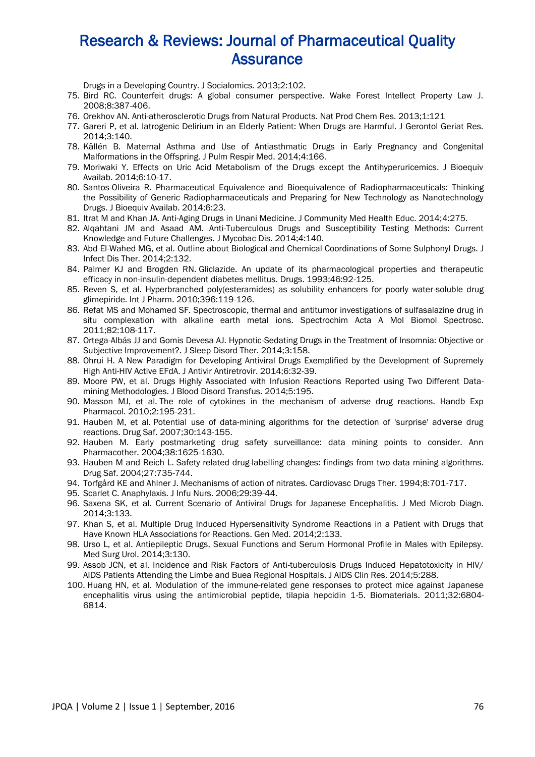Drugs in a Developing Country. J Socialomics. 2013;2:102.

75. Bird RC. Counterfeit drugs: A global consumer perspective. Wake Forest Intellect Property Law J. 2008;8:387-406.
76. Orekhov AN. Anti-atherosclerotic Drugs from Natural Products. Nat Prod Chem Res. 2013;1:121
77. Gareri P, et al. Iatrogenic Delirium in an Elderly Patient: When Drugs are Harmful. J Gerontol Geriat Res. 2014;3:140.
78. Källén B. Maternal Asthma and Use of Antiasthmatic Drugs in Early Pregnancy and Congenital Malformations in the Offspring. J Pulm Respir Med. 2014;4:166.
79. Moriwaki Y. Effects on Uric Acid Metabolism of the Drugs except the Antihyperuricemics. J Bioequiv Availab. 2014;6:10-17.
80. Santos-Oliveira R. Pharmaceutical Equivalence and Bioequivalence of Radiopharmaceuticals: Thinking the Possibility of Generic Radiopharmaceuticals and Preparing for New Technology as Nanotechnology Drugs. J Bioequiv Availab. 2014;6:23.
81. Itrat M and Khan JA. Anti-Aging Drugs in Unani Medicine. J Community Med Health Educ. 2014;4:275.
82. Alqahtani JM and Asaad AM. Anti-Tuberculous Drugs and Susceptibility Testing Methods: Current Knowledge and Future Challenges. J Mycobac Dis. 2014;4:140.
83. Abd El-Wahed MG, et al. Outline about Biological and Chemical Coordinations of Some Sulphonyl Drugs. J Infect Dis Ther. 2014;2:132.
84. Palmer KJ and Brogden RN. Gliclazide. An update of its pharmacological properties and therapeutic efficacy in non-insulin-dependent diabetes mellitus. Drugs. 1993;46:92-125.
85. Reven S, et al. Hyperbranched poly(esteramides) as solubility enhancers for poorly water-soluble drug glimepiride. Int J Pharm. 2010;396:119-126.
86. Refat MS and Mohamed SF. Spectroscopic, thermal and antitumor investigations of sulfasalazine drug in situ complexation with alkaline earth metal ions. Spectrochim Acta A Mol Biomol Spectrosc. 2011;82:108-117.
87. Ortega-Albás JJ and Gomis Devesa AJ. Hypnotic-Sedating Drugs in the Treatment of Insomnia: Objective or Subjective Improvement?. J Sleep Disord Ther. 2014;3:158.
88. Ohrui H. A New Paradigm for Developing Antiviral Drugs Exemplified by the Development of Supremely High Anti-HIV Active EFdA. J Antivir Antiretrovir. 2014;6:32-39.
89. Moore PW, et al. Drugs Highly Associated with Infusion Reactions Reported using Two Different Data-mining Methodologies. J Blood Disord Transfus. 2014;5:195.
90. Masson MJ, et al. The role of cytokines in the mechanism of adverse drug reactions. Handb Exp Pharmacol. 2010;2:195-231.
91. Hauben M, et al. Potential use of data-mining algorithms for the detection of 'surprise' adverse drug reactions. Drug Saf. 2007;30:143-155.
92. Hauben M. Early postmarketing drug safety surveillance: data mining points to consider. Ann Pharmacother. 2004;38:1625-1630.
93. Hauben M and Reich L. Safety related drug-labelling changes: findings from two data mining algorithms. Drug Saf. 2004;27:735-744.
94. Torfgård KE and Ahlner J. Mechanisms of action of nitrates. Cardiovasc Drugs Ther. 1994;8:701-717.
95. Scarlet C. Anaphylaxis. J Infu Nurs. 2006;29:39-44.
96. Saxena SK, et al. Current Scenario of Antiviral Drugs for Japanese Encephalitis. J Med Microb Diagn. 2014;3:133.
97. Khan S, et al. Multiple Drug Induced Hypersensitivity Syndrome Reactions in a Patient with Drugs that Have Known HLA Associations for Reactions. Gen Med. 2014;2:133.
98. Urso L, et al. Antiepileptic Drugs, Sexual Functions and Serum Hormonal Profile in Males with Epilepsy. Med Surg Urol. 2014;3:130.
99. Assob JCN, et al. Incidence and Risk Factors of Anti-tuberculosis Drugs Induced Hepatotoxicity in HIV/AIDS Patients Attending the Limbe and Buea Regional Hospitals. J AIDS Clin Res. 2014;5:288.
100. Huang HN, et al. Modulation of the immune-related gene responses to protect mice against Japanese encephalitis virus using the antimicrobial peptide, tilapia hepcidin 1-5. Biomaterials. 2011;32:6804-6814.